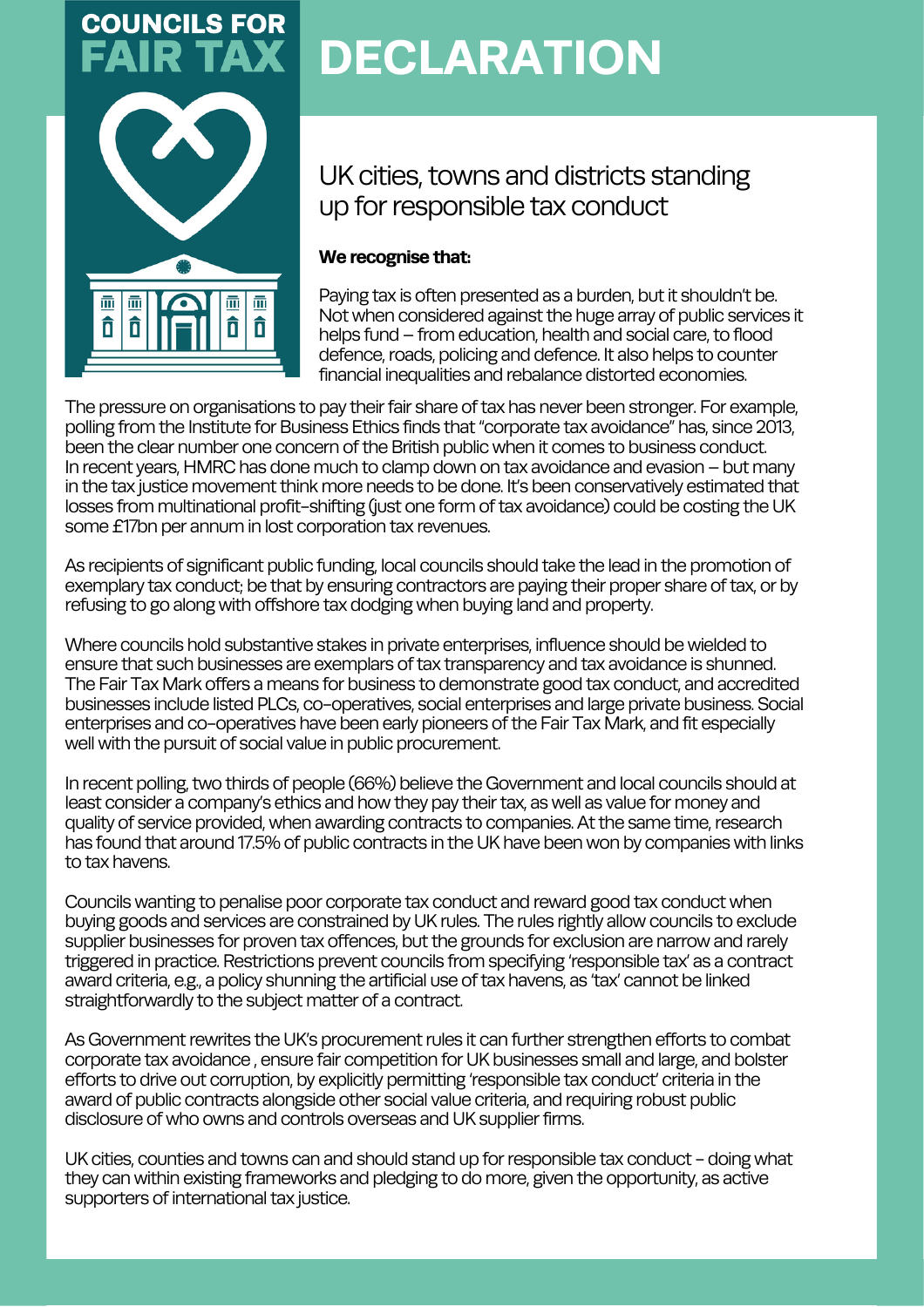# COUNCILS FOR FAIR TAX DECLARATION

## UK cities, towns and districts standing up for responsible tax conduct

**We recognise that:**

Paying tax is often presented as a burden, but it shouldn't be. Not when considered against the huge array of public services it helps fund – from education, health and social care, to flood defence, roads, policing and defence. It also helps to counter financial inequalities and rebalance distorted economies.

The pressure on organisations to pay their fair share of tax has never been stronger. For example, polling from the Institute for Business Ethics finds that "corporate tax avoidance" has, since 2013, been the clear number one concern of the British public when it comes to business conduct. In recent years, HMRC has done much to clamp down on tax avoidance and evasion – but many in the tax justice movement think more needs to be done. It's been conservatively estimated that losses from multinational profit-shifting (just one form of tax avoidance) could be costing the UK some £17bn per annum in lost corporation tax revenues.

As recipients of significant public funding, local councils should take the lead in the promotion of exemplary tax conduct; be that by ensuring contractors are paying their proper share of tax, or by refusing to go along with offshore tax dodging when buying land and property.

Where councils hold substantive stakes in private enterprises, influence should be wielded to ensure that such businesses are exemplars of tax transparency and tax avoidance is shunned. The Fair Tax Mark offers a means for business to demonstrate good tax conduct, and accredited businesses include listed PLCs, co-operatives, social enterprises and large private business. Social enterprises and co-operatives have been early pioneers of the Fair Tax Mark, and fit especially well with the pursuit of social value in public procurement.

In recent polling, two thirds of people (66%) believe the Government and local councils should at least consider a company's ethics and how they pay their tax, as well as value for money and quality of service provided, when awarding contracts to companies. At the same time, research has found that around 17.5% of public contracts in the UK have been won by companies with links to tax havens.

Councils wanting to penalise poor corporate tax conduct and reward good tax conduct when buying goods and services are constrained by UK rules. The rules rightly allow councils to exclude supplier businesses for proven tax offences, but the grounds for exclusion are narrow and rarely triggered in practice. Restrictions prevent councils from specifying 'responsible tax' as a contract award criteria, e.g., a policy shunning the artificial use of tax havens, as 'tax' cannot be linked straightforwardly to the subject matter of a contract.

As Government rewrites the UK's procurement rules it can further strengthen efforts to combat corporate tax avoidance , ensure fair competition for UK businesses small and large, and bolster efforts to drive out corruption, by explicitly permitting 'responsible tax conduct' criteria in the award of public contracts alongside other social value criteria, and requiring robust public disclosure of who owns and controls overseas and UK supplier firms.

UK cities, counties and towns can and should stand up for responsible tax conduct – doing what they can within existing frameworks and pledging to do more, given the opportunity, as active supporters of international tax justice.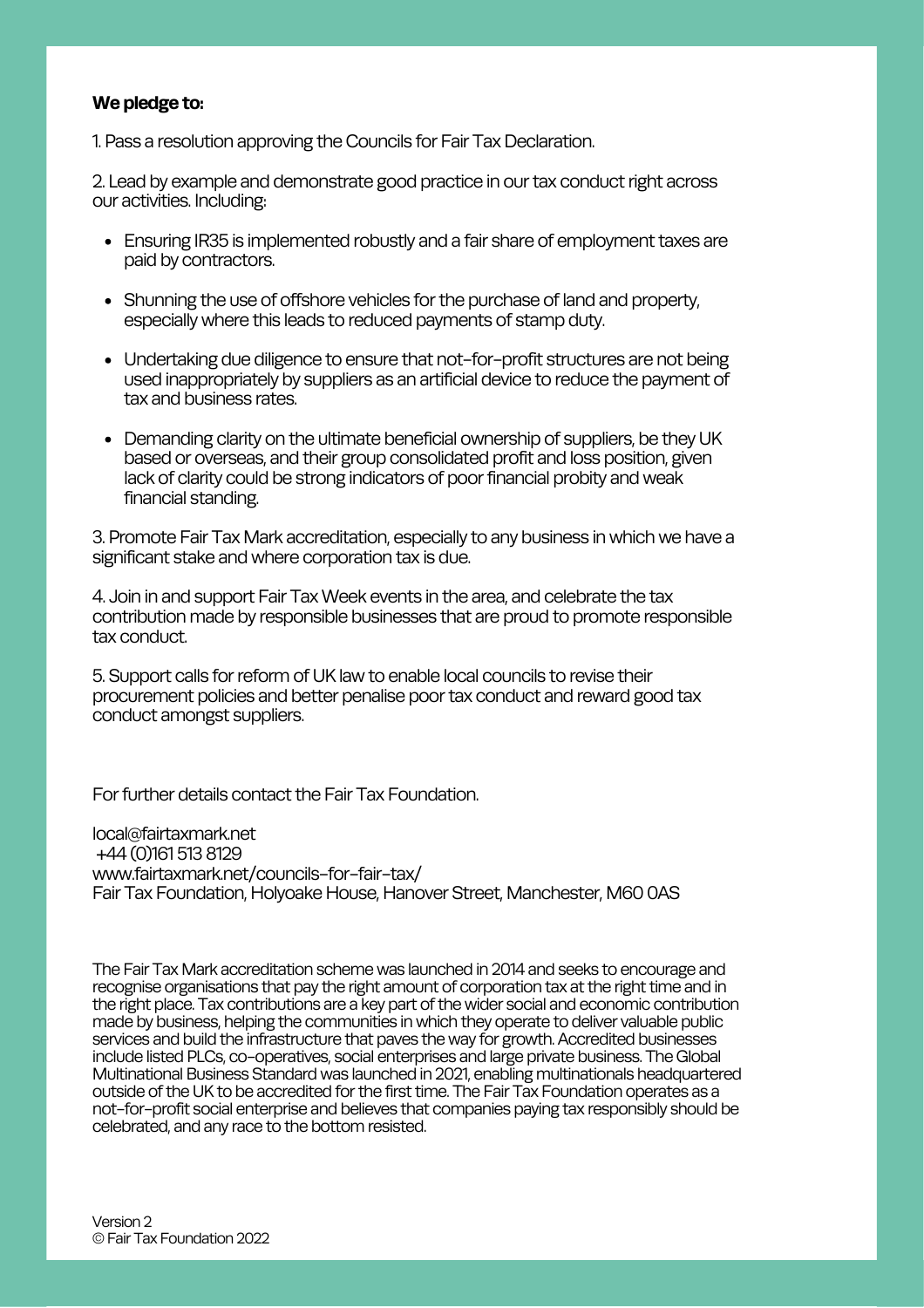**We pledge to:**

1. Pass a resolution approving the Councils for Fair Tax Declaration.

2. Lead by example and demonstrate good practice in our tax conduct right across our activities. Including:

- Ensuring IR35 is implemented robustly and a fair share of employment taxes are paid by contractors.
- Shunning the use of offshore vehicles for the purchase of land and property, especially where this leads to reduced payments of stamp duty.
- Undertaking due diligence to ensure that not-for-profit structures are not being used inappropriately by suppliers as an artificial device to reduce the payment of tax and business rates.
- Demanding clarity on the ultimate beneficial ownership of suppliers, be they UK based or overseas, and their group consolidated profit and loss position, given lack of clarity could be strong indicators of poor financial probity and weak financial standing.

3. Promote Fair Tax Mark accreditation, especially to any business in which we have a significant stake and where corporation tax is due.

4. Join in and support Fair Tax Week events in the area, and celebrate the tax contribution made by responsible businesses that are proud to promote responsible tax conduct.

5. Support calls for reform of UK law to enable local councils to revise their procurement policies and better penalise poor tax conduct and reward good tax conduct amongst suppliers.

For further details contact the Fair Tax Foundation.

local@fairtaxmark.net
+44 (0)161 513 8129
www.fairtaxmark.net/councils-for-fair-tax/
Fair Tax Foundation, Holyoake House, Hanover Street, Manchester, M60 0AS

The Fair Tax Mark accreditation scheme was launched in 2014 and seeks to encourage and recognise organisations that pay the right amount of corporation tax at the right time and in the right place. Tax contributions are a key part of the wider social and economic contribution made by business, helping the communities in which they operate to deliver valuable public services and build the infrastructure that paves the way for growth. Accredited businesses include listed PLCs, co-operatives, social enterprises and large private business. The Global Multinational Business Standard was launched in 2021, enabling multinationals headquartered outside of the UK to be accredited for the first time. The Fair Tax Foundation operates as a not-for-profit social enterprise and believes that companies paying tax responsibly should be celebrated, and any race to the bottom resisted.

Version 2
© Fair Tax Foundation 2022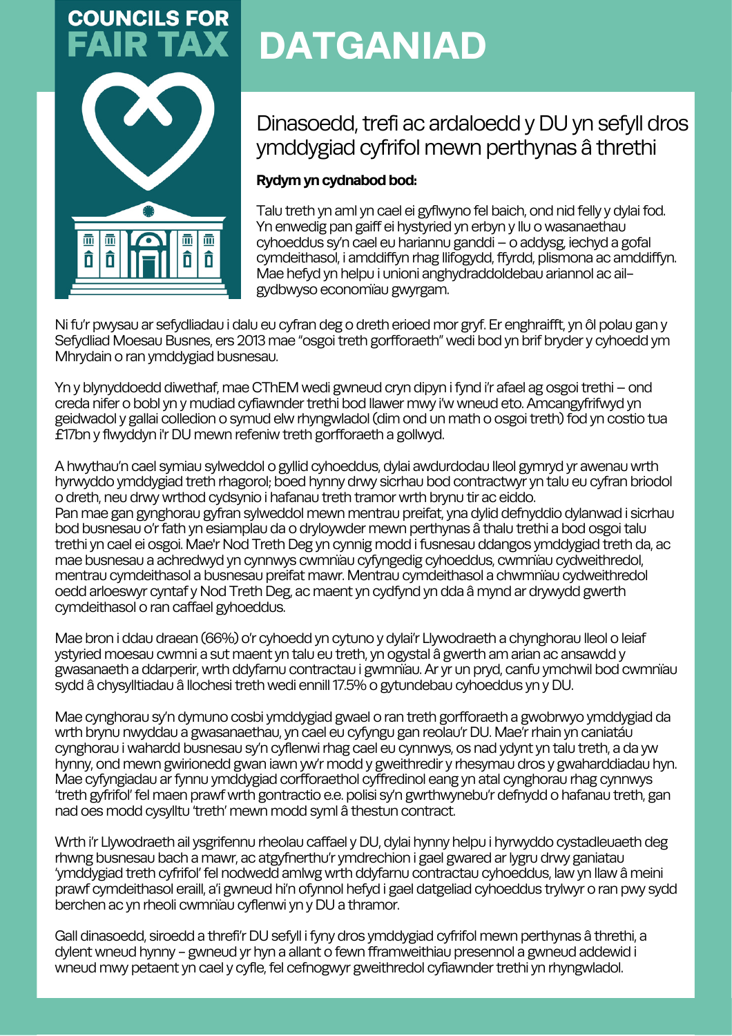**COUNCILS FOR FAIR TAX**

# DATGANIAD

## Dinasoedd, trefi ac ardaloedd y DU yn sefyll dros ymddygiad cyfrifol mewn perthynas â threthi

**Rydym yn cydnabod bod:**

Talu treth yn aml yn cael ei gyflwyno fel baich, ond nid felly y dylai fod. Yn enwedig pan gaiff ei hystyried yn erbyn y llu o wasanaethau cyhoeddus sy'n cael eu hariannu ganddi – o addysg, iechyd a gofal cymdeithasol, i amddiffyn rhag llifogydd, ffyrdd, plismona ac amddiffyn. Mae hefyd yn helpu i unioni anghydraddoldebau ariannol ac ail-gydbwyso economïau gwyrgam.

Ni fu'r pwysau ar sefydliadau i dalu eu cyfran deg o dreth erioed mor gryf. Er enghraifft, yn ôl polau gan y Sefydliad Moesau Busnes, ers 2013 mae "osgoi treth gorfforaeth" wedi bod yn brif bryder y cyhoedd ym Mhrydain o ran ymddygiad busnesau.

Yn y blynyddoedd diwethaf, mae CThEM wedi gwneud cryn dipyn i fynd i'r afael ag osgoi trethi – ond creda nifer o bobl yn y mudiad cyfiawnder trethi bod llawer mwy i'w wneud eto. Amcangyfrifwyd yn geidwadol y gallai colledion o symud elw rhyngwladol (dim ond un math o osgoi treth) fod yn costio tua £17bn y flwyddyn i'r DU mewn refeniw treth gorfforaeth a gollwyd.

A hwythau'n cael symiau sylweddol o gyllid cyhoeddus, dylai awdurdodau lleol gymryd yr awenau wrth hyrwyddo ymddygiad treth rhagorol; boed hynny drwy sicrhau bod contractwyr yn talu eu cyfran briodol o dreth, neu drwy wrthod cydsynio i hafanau treth tramor wrth brynu tir ac eiddo.
Pan mae gan gynghorau gyfran sylweddol mewn mentrau preifat, yna dylid defnyddio dylanwad i sicrhau bod busnesau o'r fath yn esiamplau da o dryloywder mewn perthynas â thalu trethi a bod osgoi talu trethi yn cael ei osgoi. Mae'r Nod Treth Deg yn cynnig modd i fusnesau ddangos ymddygiad treth da, ac mae busnesau a achredwyd yn cynnwys cwmnïau cyfyngedig cyhoeddus, cwmnïau cydweithredol, mentrau cymdeithasol a busnesau preifat mawr. Mentrau cymdeithasol a chwmnïau cydweithredol oedd arloeswyr cyntaf y Nod Treth Deg, ac maent yn cydfynd yn dda â mynd ar drywydd gwerth cymdeithasol o ran caffael gyhoeddus.

Mae bron i ddau draean (66%) o'r cyhoedd yn cytuno y dylai'r Llywodraeth a chynghorau lleol o leiaf ystyried moesau cwmni a sut maent yn talu eu treth, yn ogystal â gwerth am arian ac ansawdd y gwasanaeth a ddarperir, wrth ddyfarnu contractau i gwmnïau. Ar yr un pryd, canfu ymchwil bod cwmnïau sydd â chysylltiadau â llochesi treth wedi ennill 17.5% o gytundebau cyhoeddus yn y DU.

Mae cynghorau sy'n dymuno cosbi ymddygiad gwael o ran treth gorfforaeth a gwobrwyo ymddygiad da wrth brynu nwyddau a gwasanaethau, yn cael eu cyfyngu gan reolau'r DU. Mae'r rhain yn caniatáu cynghorau i wahardd busnesau sy'n cyflenwi rhag cael eu cynnwys, os nad ydynt yn talu treth, a da yw hynny, ond mewn gwirionedd gwan iawn yw'r modd y gweithredir y rhesymau dros y gwaharddiadau hyn. Mae cyfyngiadau ar fynnu ymddygiad corfforaethol cyffredinol eang yn atal cynghorau rhag cynnwys 'treth gyfrifol' fel maen prawf wrth gontractio e.e. polisi sy'n gwrthwynebu'r defnydd o hafanau treth, gan nad oes modd cysylltu 'treth' mewn modd syml â thestun contract.

Wrth i'r Llywodraeth ail ysgrifennu rheolau caffael y DU, dylai hynny helpu i hyrwyddo cystadleuaeth deg rhwng busnesau bach a mawr, ac atgyfnerthu'r ymdrechion i gael gwared ar lygru drwy ganiatau 'ymddygiad treth cyfrifol' fel nodwedd amlwg wrth ddyfarnu contractau cyhoeddus, law yn llaw â meini prawf cymdeithasol eraill, a'i gwneud hi'n ofynnol hefyd i gael datgeliad cyhoeddus trylwyr o ran pwy sydd berchen ac yn rheoli cwmnïau cyflenwi yn y DU a thramor.

Gall dinasoedd, siroedd a threfi'r DU sefyll i fyny dros ymddygiad cyfrifol mewn perthynas â threthi, a dylent wneud hynny - gwneud yr hyn a allant o fewn fframweithiau presennol a gwneud addewid i wneud mwy petaent yn cael y cyfle, fel cefnogwyr gweithredol cyfiawnder trethi yn rhyngwladol.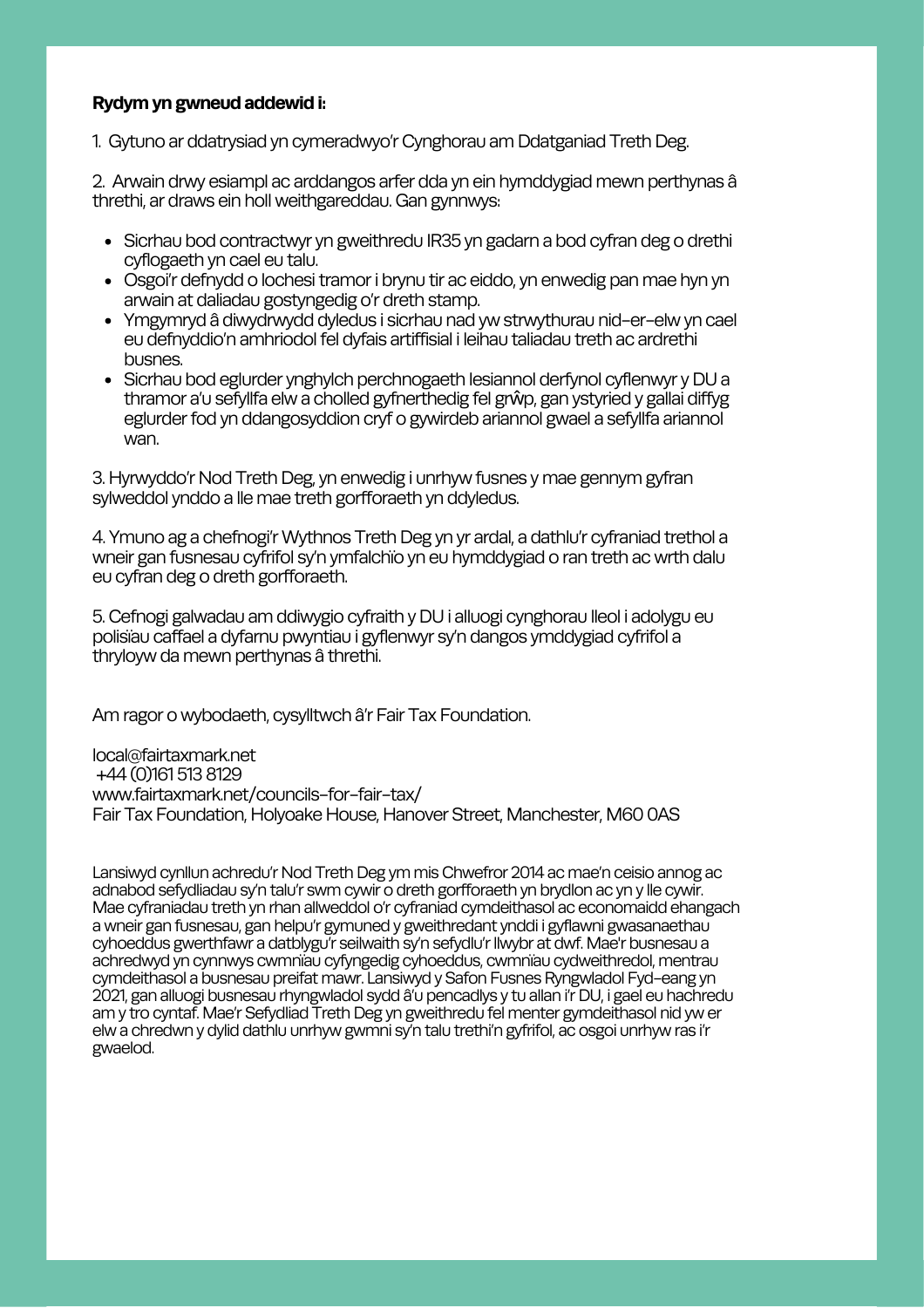**Rydym yn gwneud addewid i:**

1. Gytuno ar ddatrysiad yn cymeradwyo'r Cynghorau am Ddatganiad Treth Deg.

2. Arwain drwy esiampl ac arddangos arfer dda yn ein hymddygiad mewn perthynas â threthi, ar draws ein holl weithgareddau. Gan gynnwys:

- Sicrhau bod contractwyr yn gweithredu IR35 yn gadarn a bod cyfran deg o drethi cyflogaeth yn cael eu talu.
- Osgoi'r defnydd o lochesi tramor i brynu tir ac eiddo, yn enwedig pan mae hyn yn arwain at daliadau gostyngedig o'r dreth stamp.
- Ymgymryd â diwydrwydd dyledus i sicrhau nad yw strwythurau nid-er-elw yn cael eu defnyddio'n amhriodol fel dyfais artiffisial i leihau taliadau treth ac ardrethi busnes.
- Sicrhau bod eglurder ynghylch perchnogaeth lesiannol derfynol cyflenwyr y DU a thramor a'u sefyllfa elw a cholled gyfnerthedig fel grŵp, gan ystyried y gallai diffyg eglurder fod yn ddangosyddion cryf o gywirdeb ariannol gwael a sefyllfa ariannol wan.

3. Hyrwyddo'r Nod Treth Deg, yn enwedig i unrhyw fusnes y mae gennym gyfran sylweddol ynddo a lle mae treth gorfforaeth yn ddyledus.

4. Ymuno ag a chefnogi'r Wythnos Treth Deg yn yr ardal, a dathlu'r cyfraniad trethol a wneir gan fusnesau cyfrifol sy'n ymfalchïo yn eu hymddygiad o ran treth ac wrth dalu eu cyfran deg o dreth gorfforaeth.

5. Cefnogi galwadau am ddiwygio cyfraith y DU i alluogi cynghorau lleol i adolygu eu polisïau caffael a dyfarnu pwyntiau i gyflenwyr sy'n dangos ymddygiad cyfrifol a thryloyw da mewn perthynas â threthi.

Am ragor o wybodaeth, cysylltwch â'r Fair Tax Foundation.

local@fairtaxmark.net
+44 (0)161 513 8129
www.fairtaxmark.net/councils-for-fair-tax/
Fair Tax Foundation, Holyoake House, Hanover Street, Manchester, M60 0AS

Lansiwyd cynllun achredu'r Nod Treth Deg ym mis Chwefror 2014 ac mae'n ceisio annog ac adnabod sefydliadau sy'n talu'r swm cywir o dreth gorfforaeth yn brydlon ac yn y lle cywir. Mae cyfraniadau treth yn rhan allweddol o'r cyfraniad cymdeithasol ac economaidd ehangach a wneir gan fusnesau, gan helpu'r gymuned y gweithredant ynddi i gyflawni gwasanaethau cyhoeddus gwerthfawr a datblygu'r seilwaith sy'n sefydlu'r llwybr at dwf. Mae'r busnesau a achredwyd yn cynnwys cwmnïau cyfyngedig cyhoeddus, cwmnïau cydweithredol, mentrau cymdeithasol a busnesau preifat mawr. Lansiwyd y Safon Fusnes Ryngwladol Fyd-eang yn 2021, gan alluogi busnesau rhyngwladol sydd â'u pencadlys y tu allan i'r DU, i gael eu hachredu am y tro cyntaf. Mae'r Sefydliad Treth Deg yn gweithredu fel menter gymdeithasol nid yw er elw a chredwn y dylid dathlu unrhyw gwmni sy'n talu trethi'n gyfrifol, ac osgoi unrhyw ras i'r gwaelod.